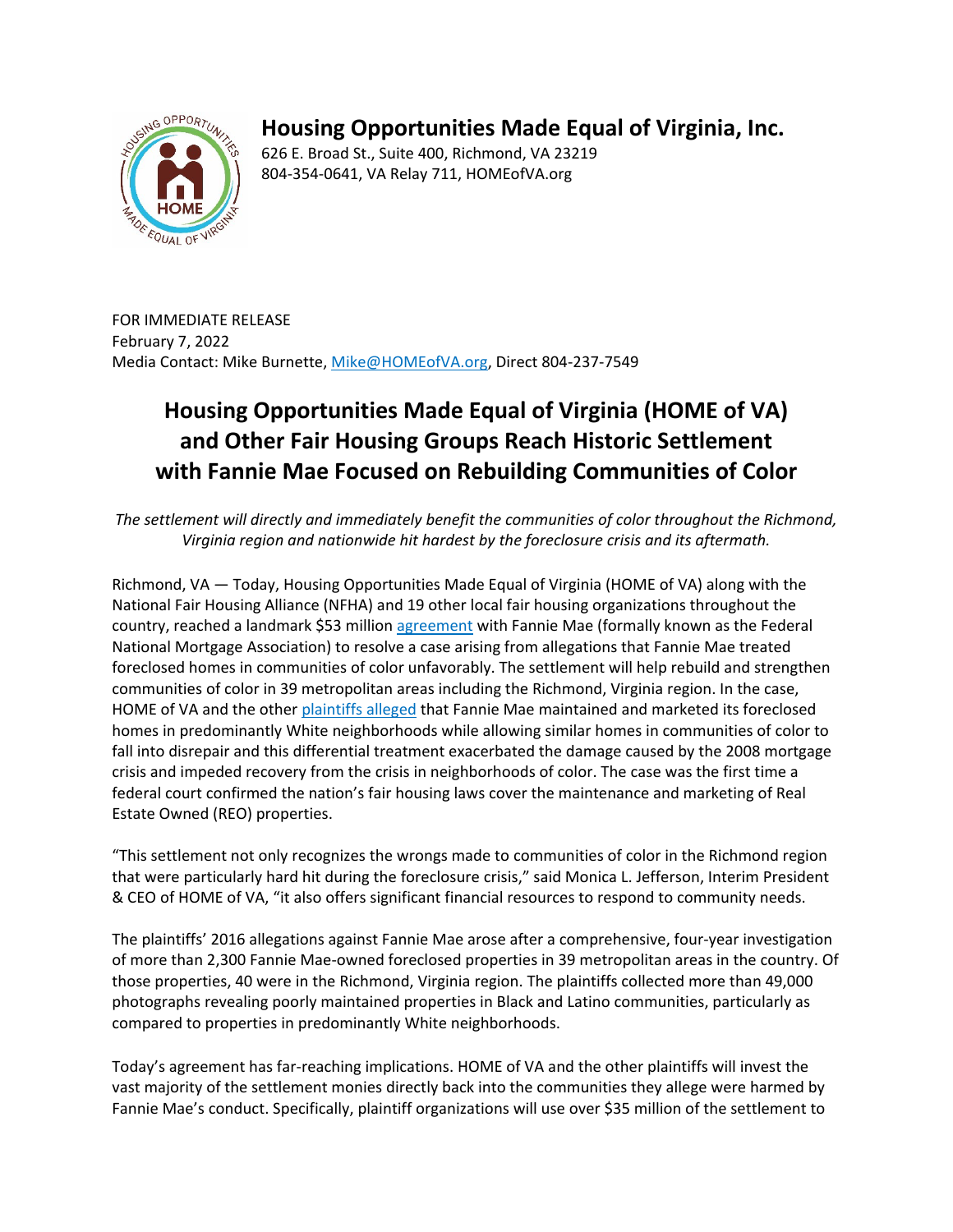# Housing Opportunities Made Equal of Virginia, Inc.

626 E. Broad St., Suite 400, Richmond, VA 23219
804-354-0641, VA Relay 711, HOMEofVA.org

FOR IMMEDIATE RELEASE
February 7, 2022
Media Contact: Mike Burnette, Mike@HOMEofVA.org, Direct 804-237-7549

## Housing Opportunities Made Equal of Virginia (HOME of VA) and Other Fair Housing Groups Reach Historic Settlement with Fannie Mae Focused on Rebuilding Communities of Color

*The settlement will directly and immediately benefit the communities of color throughout the Richmond, Virginia region and nationwide hit hardest by the foreclosure crisis and its aftermath.*

Richmond, VA — Today, Housing Opportunities Made Equal of Virginia (HOME of VA) along with the National Fair Housing Alliance (NFHA) and 19 other local fair housing organizations throughout the country, reached a landmark $53 million agreement with Fannie Mae (formally known as the Federal National Mortgage Association) to resolve a case arising from allegations that Fannie Mae treated foreclosed homes in communities of color unfavorably. The settlement will help rebuild and strengthen communities of color in 39 metropolitan areas including the Richmond, Virginia region. In the case, HOME of VA and the other plaintiffs alleged that Fannie Mae maintained and marketed its foreclosed homes in predominantly White neighborhoods while allowing similar homes in communities of color to fall into disrepair and this differential treatment exacerbated the damage caused by the 2008 mortgage crisis and impeded recovery from the crisis in neighborhoods of color. The case was the first time a federal court confirmed the nation's fair housing laws cover the maintenance and marketing of Real Estate Owned (REO) properties.

"This settlement not only recognizes the wrongs made to communities of color in the Richmond region that were particularly hard hit during the foreclosure crisis," said Monica L. Jefferson, Interim President & CEO of HOME of VA, "it also offers significant financial resources to respond to community needs.

The plaintiffs' 2016 allegations against Fannie Mae arose after a comprehensive, four-year investigation of more than 2,300 Fannie Mae-owned foreclosed properties in 39 metropolitan areas in the country. Of those properties, 40 were in the Richmond, Virginia region. The plaintiffs collected more than 49,000 photographs revealing poorly maintained properties in Black and Latino communities, particularly as compared to properties in predominantly White neighborhoods.

Today's agreement has far-reaching implications. HOME of VA and the other plaintiffs will invest the vast majority of the settlement monies directly back into the communities they allege were harmed by Fannie Mae's conduct. Specifically, plaintiff organizations will use over $35 million of the settlement to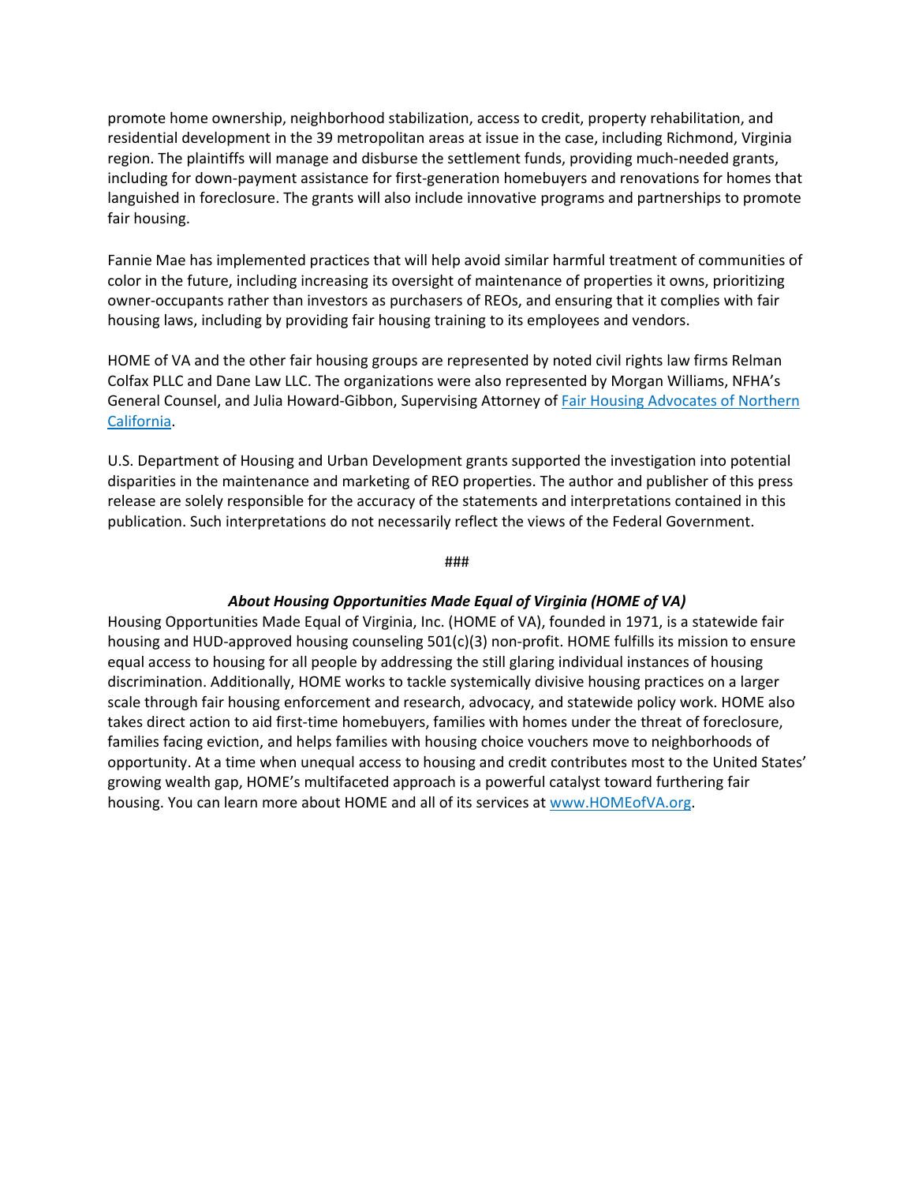promote home ownership, neighborhood stabilization, access to credit, property rehabilitation, and residential development in the 39 metropolitan areas at issue in the case, including Richmond, Virginia region. The plaintiffs will manage and disburse the settlement funds, providing much-needed grants, including for down-payment assistance for first-generation homebuyers and renovations for homes that languished in foreclosure. The grants will also include innovative programs and partnerships to promote fair housing.

Fannie Mae has implemented practices that will help avoid similar harmful treatment of communities of color in the future, including increasing its oversight of maintenance of properties it owns, prioritizing owner-occupants rather than investors as purchasers of REOs, and ensuring that it complies with fair housing laws, including by providing fair housing training to its employees and vendors.

HOME of VA and the other fair housing groups are represented by noted civil rights law firms Relman Colfax PLLC and Dane Law LLC. The organizations were also represented by Morgan Williams, NFHA's General Counsel, and Julia Howard-Gibbon, Supervising Attorney of [Fair Housing Advocates of Northern California](#).

U.S. Department of Housing and Urban Development grants supported the investigation into potential disparities in the maintenance and marketing of REO properties. The author and publisher of this press release are solely responsible for the accuracy of the statements and interpretations contained in this publication. Such interpretations do not necessarily reflect the views of the Federal Government.

###

***About Housing Opportunities Made Equal of Virginia (HOME of VA)***

Housing Opportunities Made Equal of Virginia, Inc. (HOME of VA), founded in 1971, is a statewide fair housing and HUD-approved housing counseling 501(c)(3) non-profit. HOME fulfills its mission to ensure equal access to housing for all people by addressing the still glaring individual instances of housing discrimination. Additionally, HOME works to tackle systemically divisive housing practices on a larger scale through fair housing enforcement and research, advocacy, and statewide policy work. HOME also takes direct action to aid first-time homebuyers, families with homes under the threat of foreclosure, families facing eviction, and helps families with housing choice vouchers move to neighborhoods of opportunity. At a time when unequal access to housing and credit contributes most to the United States' growing wealth gap, HOME's multifaceted approach is a powerful catalyst toward furthering fair housing. You can learn more about HOME and all of its services at [www.HOMEofVA.org](http://www.HOMEofVA.org).